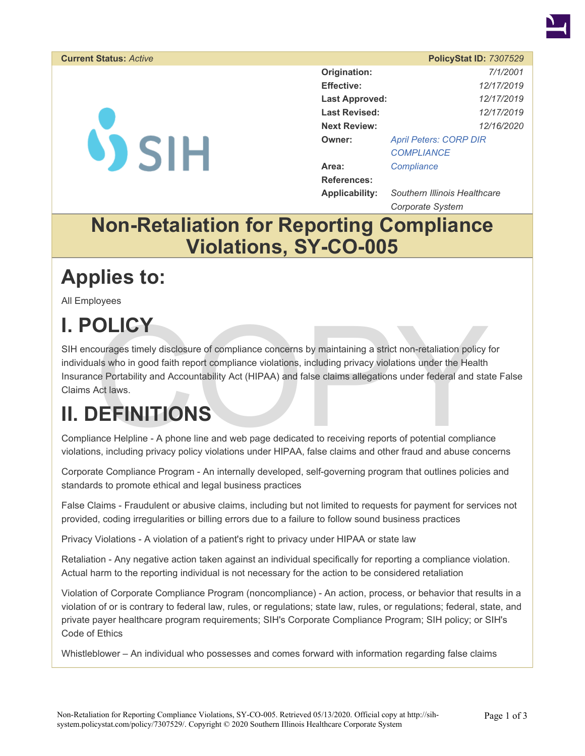**Current Status:** *Active* | **PolicyStat ID:** *7307529*

| | |
|---|---|
| **Origination:** | *7/1/2001* |
| **Effective:** | *12/17/2019* |
| **Last Approved:** | *12/17/2019* |
| **Last Revised:** | *12/17/2019* |
| **Next Review:** | *12/16/2020* |
| **Owner:** | *April Peters: CORP DIR COMPLIANCE* |
| **Area:** | *Compliance* |
| **References:** | |
| **Applicability:** | *Southern Illinois Healthcare Corporate System* |

# Non-Retaliation for Reporting Compliance Violations, SY-CO-005

# Applies to:

All Employees

# I. POLICY

SIH encourages timely disclosure of compliance concerns by maintaining a strict non-retaliation policy for individuals who in good faith report compliance violations, including privacy violations under the Health Insurance Portability and Accountability Act (HIPAA) and false claims allegations under federal and state False Claims Act laws.

# II. DEFINITIONS

Compliance Helpline - A phone line and web page dedicated to receiving reports of potential compliance violations, including privacy policy violations under HIPAA, false claims and other fraud and abuse concerns

Corporate Compliance Program - An internally developed, self-governing program that outlines policies and standards to promote ethical and legal business practices

False Claims - Fraudulent or abusive claims, including but not limited to requests for payment for services not provided, coding irregularities or billing errors due to a failure to follow sound business practices

Privacy Violations - A violation of a patient's right to privacy under HIPAA or state law

Retaliation - Any negative action taken against an individual specifically for reporting a compliance violation. Actual harm to the reporting individual is not necessary for the action to be considered retaliation

Violation of Corporate Compliance Program (noncompliance) - An action, process, or behavior that results in a violation of or is contrary to federal law, rules, or regulations; state law, rules, or regulations; federal, state, and private payer healthcare program requirements; SIH's Corporate Compliance Program; SIH policy; or SIH's Code of Ethics

Whistleblower – An individual who possesses and comes forward with information regarding false claims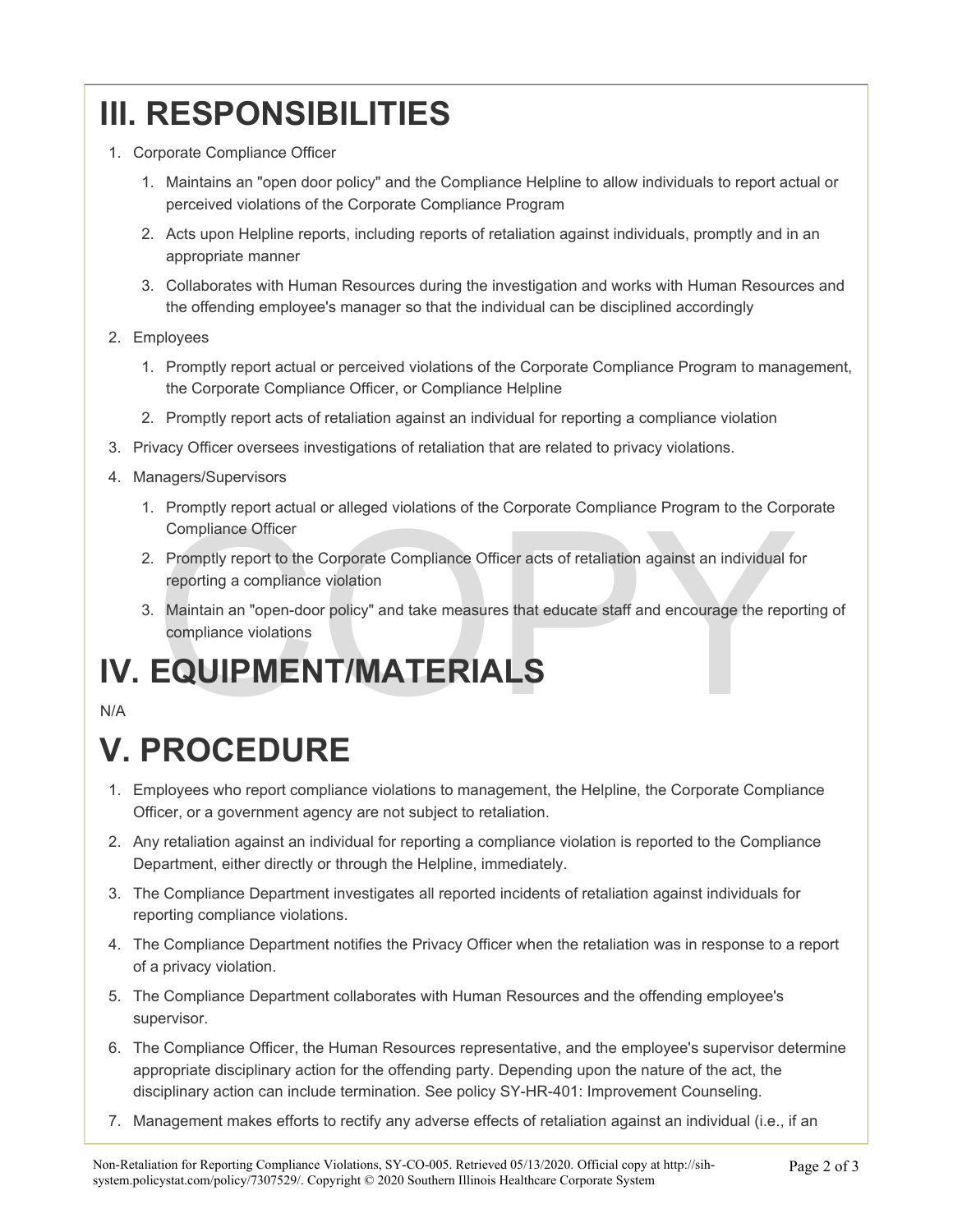# III. RESPONSIBILITIES

1. Corporate Compliance Officer
   1. Maintains an "open door policy" and the Compliance Helpline to allow individuals to report actual or perceived violations of the Corporate Compliance Program
   2. Acts upon Helpline reports, including reports of retaliation against individuals, promptly and in an appropriate manner
   3. Collaborates with Human Resources during the investigation and works with Human Resources and the offending employee's manager so that the individual can be disciplined accordingly
2. Employees
   1. Promptly report actual or perceived violations of the Corporate Compliance Program to management, the Corporate Compliance Officer, or Compliance Helpline
   2. Promptly report acts of retaliation against an individual for reporting a compliance violation
3. Privacy Officer oversees investigations of retaliation that are related to privacy violations.
4. Managers/Supervisors
   1. Promptly report actual or alleged violations of the Corporate Compliance Program to the Corporate Compliance Officer
   2. Promptly report to the Corporate Compliance Officer acts of retaliation against an individual for reporting a compliance violation
   3. Maintain an "open-door policy" and take measures that educate staff and encourage the reporting of compliance violations

# IV. EQUIPMENT/MATERIALS

N/A

# V. PROCEDURE

1. Employees who report compliance violations to management, the Helpline, the Corporate Compliance Officer, or a government agency are not subject to retaliation.
2. Any retaliation against an individual for reporting a compliance violation is reported to the Compliance Department, either directly or through the Helpline, immediately.
3. The Compliance Department investigates all reported incidents of retaliation against individuals for reporting compliance violations.
4. The Compliance Department notifies the Privacy Officer when the retaliation was in response to a report of a privacy violation.
5. The Compliance Department collaborates with Human Resources and the offending employee's supervisor.
6. The Compliance Officer, the Human Resources representative, and the employee's supervisor determine appropriate disciplinary action for the offending party. Depending upon the nature of the act, the disciplinary action can include termination. See policy SY-HR-401: Improvement Counseling.
7. Management makes efforts to rectify any adverse effects of retaliation against an individual (i.e., if an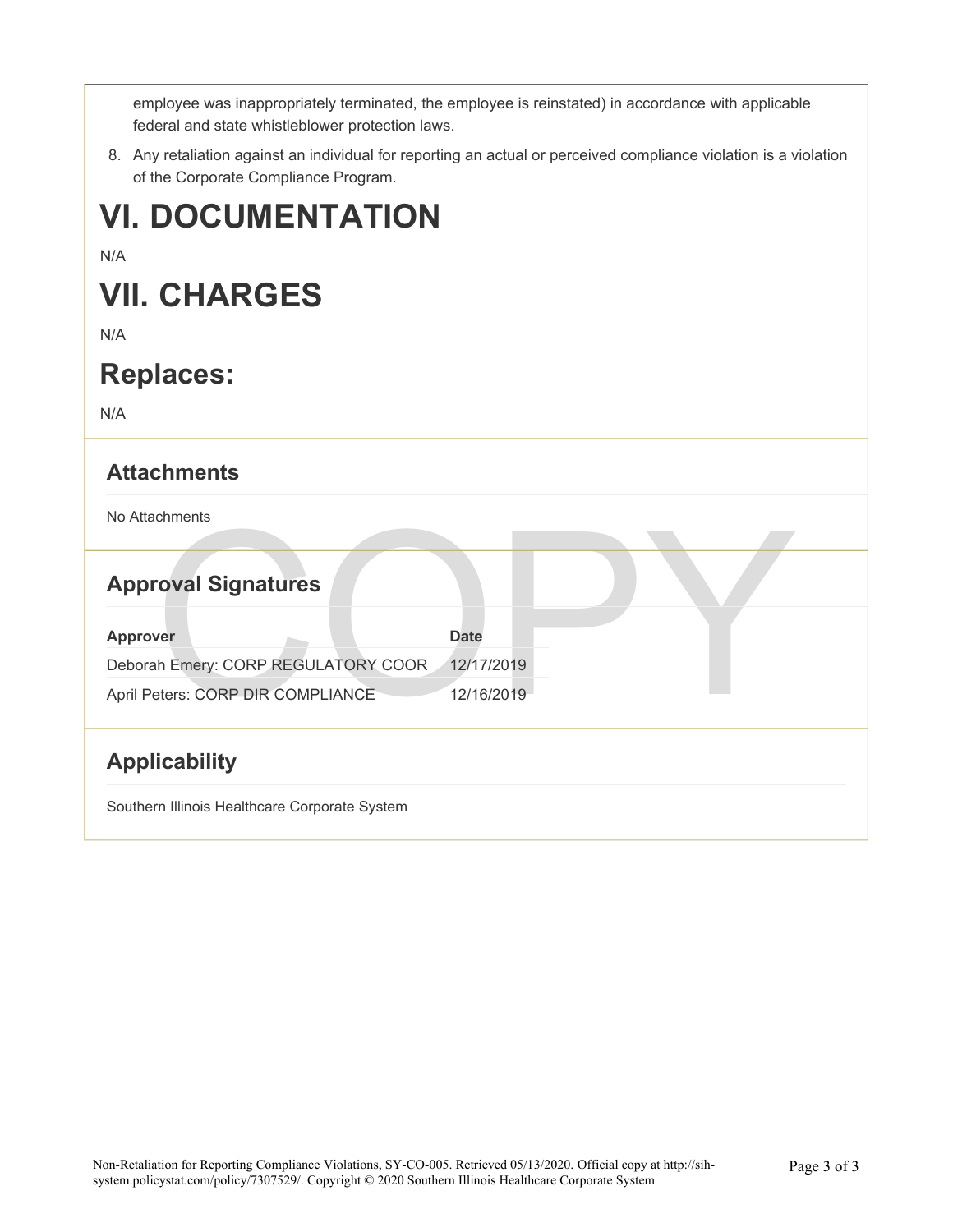employee was inappropriately terminated, the employee is reinstated) in accordance with applicable federal and state whistleblower protection laws.

8. Any retaliation against an individual for reporting an actual or perceived compliance violation is a violation of the Corporate Compliance Program.

# VI. DOCUMENTATION

N/A

# VII. CHARGES

N/A

## Replaces:

N/A

### Attachments

No Attachments

### Approval Signatures

| Approver | Date |
| --- | --- |
| Deborah Emery: CORP REGULATORY COOR | 12/17/2019 |
| April Peters: CORP DIR COMPLIANCE | 12/16/2019 |

### Applicability

Southern Illinois Healthcare Corporate System